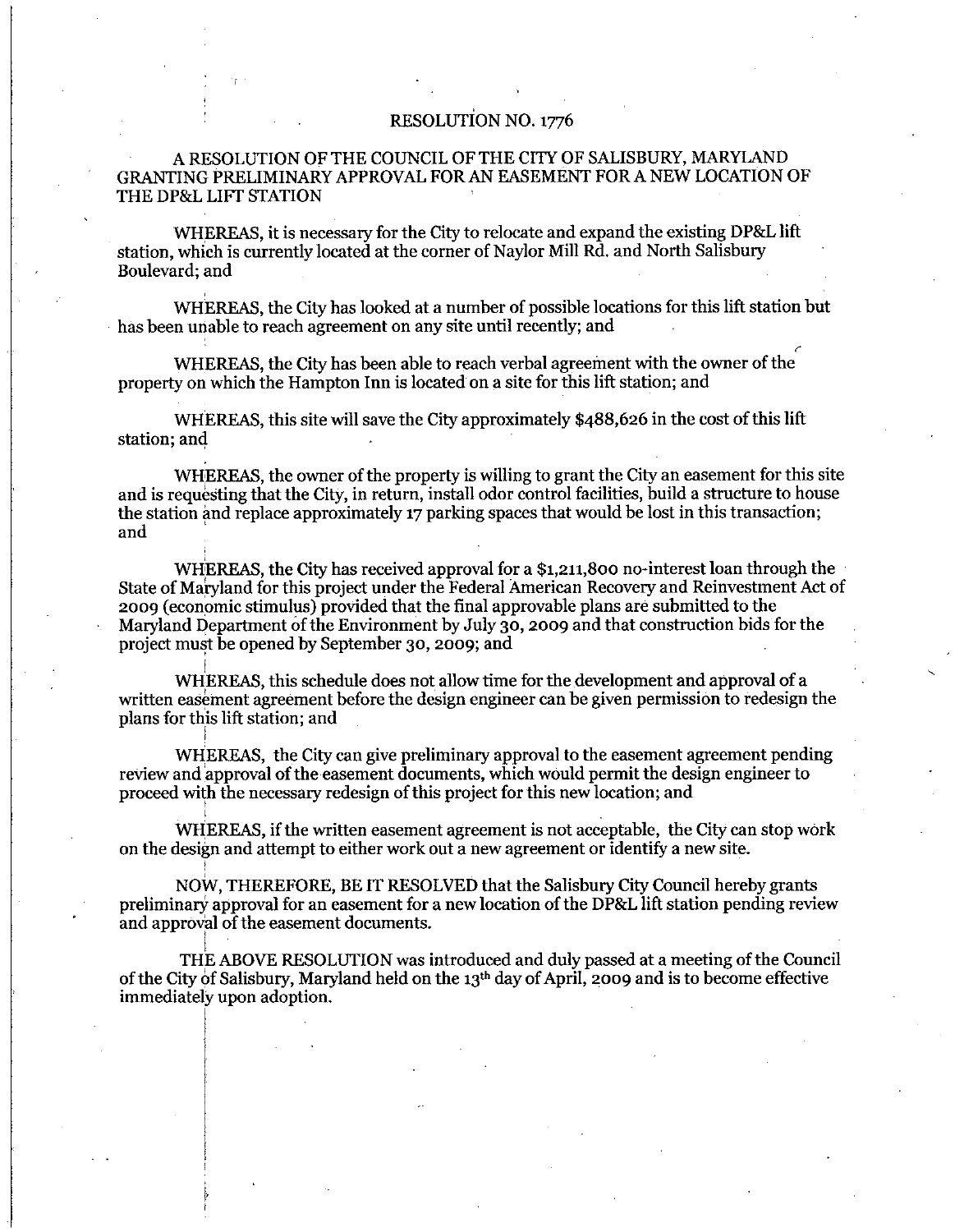# RESOLUTION NO. 1776

## A RESOLUTION OF THE COUNCIL OF THE CITY OF SALISBURY, MARYLAND GRANTING PRELIMINARY APPROVAL FOR AN EASEMENT FOR A NEW LOCATION OF THE DP&L LIFT STATION

WHEREAS, it is necessary for the City to relocate and expand the existing DP&L lift station, which is currently located at the corner of Naylor Mill Rd. and North Salisbury Boulevard; and

WHEREAS, the City has looked at a number of possible locations for this lift station but has been unable to reach agreement on any site until recently; and

WHEREAS, the City has been able to reach verbal agreement with the owner of the property on which the Hampton Inn is located on a site for this lift station; and

WHEREAS, this site will save the City approximately $488,626 in the cost of this lift station; and

WHEREAS, the owner of the property is willing to grant the City an easement for this site and is requesting that the City, in return, install odor control facilities, build a structure to house the station and replace approximately 17 parking spaces that would be lost in this transaction; and

WHEREAS, the City has received approval for a $1,211,800 no-interest loan through the State of Maryland for this project under the Federal American Recovery and Reinvestment Act of 2009 (economic stimulus) provided that the final approvable plans are submitted to the Maryland Department of the Environment by July 30, 2009 and that construction bids for the project must be opened by September 30, 2009; and

WHEREAS, this schedule does not allow time for the development and approval of a written easement agreement before the design engineer can be given permission to redesign the plans for this lift station; and

WHEREAS, the City can give preliminary approval to the easement agreement pending review and approval of the easement documents, which would permit the design engineer to proceed with the necessary redesign of this project for this new location; and

WHEREAS, if the written easement agreement is not acceptable, the City can stop work on the design and attempt to either work out a new agreement or identify a new site.

NOW, THEREFORE, BE IT RESOLVED that the Salisbury City Council hereby grants preliminary approval for an easement for a new location of the DP&L lift station pending review and approval of the easement documents.

THE ABOVE RESOLUTION was introduced and duly passed at a meeting of the Council of the City of Salisbury, Maryland held on the 13th day of April, 2009 and is to become effective immediately upon adoption.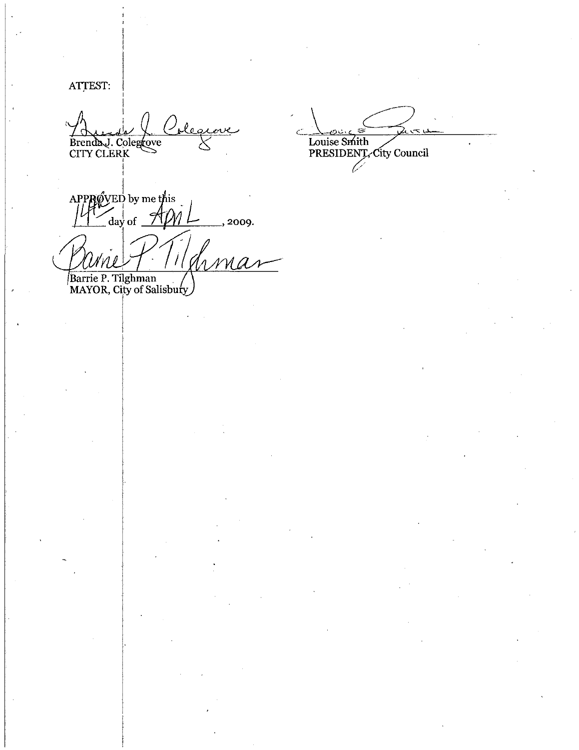ATTEST:

Brenda J. Colegrove
CITY CLERK

Louise Smith
PRESIDENT, City Council

APPROVED by me this 14th day of April, 2009.

Barrie P. Tilghman
MAYOR, City of Salisbury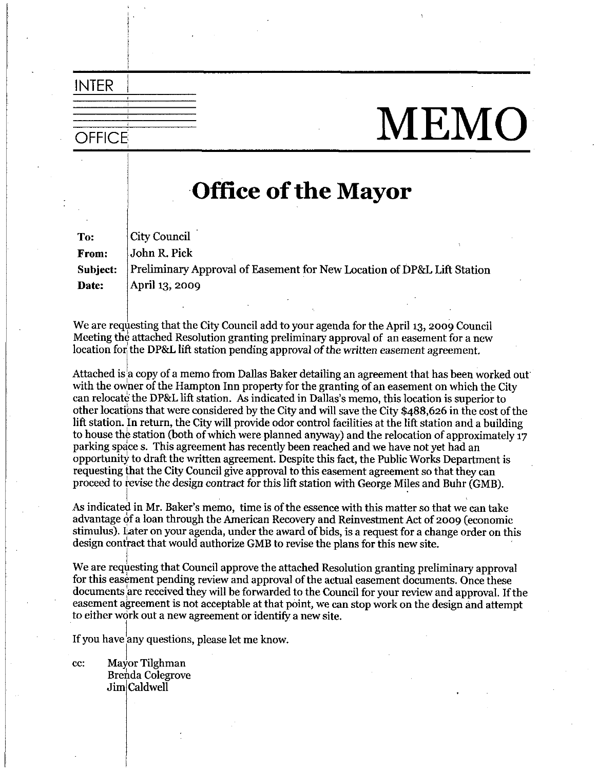INTER OFFICE

# MEMO

## Office of the Mayor

| | |
|---|---|
| **To:** | City Council |
| **From:** | John R. Pick |
| **Subject:** | Preliminary Approval of Easement for New Location of DP&L Lift Station |
| **Date:** | April 13, 2009 |

We are requesting that the City Council add to your agenda for the April 13, 2009 Council Meeting the attached Resolution granting preliminary approval of an easement for a new location for the DP&L lift station pending approval of the written easement agreement.

Attached is a copy of a memo from Dallas Baker detailing an agreement that has been worked out with the owner of the Hampton Inn property for the granting of an easement on which the City can relocate the DP&L lift station. As indicated in Dallas's memo, this location is superior to other locations that were considered by the City and will save the City $488,626 in the cost of the lift station. In return, the City will provide odor control facilities at the lift station and a building to house the station (both of which were planned anyway) and the relocation of approximately 17 parking space s. This agreement has recently been reached and we have not yet had an opportunity to draft the written agreement. Despite this fact, the Public Works Department is requesting that the City Council give approval to this easement agreement so that they can proceed to revise the design contract for this lift station with George Miles and Buhr (GMB).

As indicated in Mr. Baker's memo, time is of the essence with this matter so that we can take advantage of a loan through the American Recovery and Reinvestment Act of 2009 (economic stimulus). Later on your agenda, under the award of bids, is a request for a change order on this design contract that would authorize GMB to revise the plans for this new site.

We are requesting that Council approve the attached Resolution granting preliminary approval for this easement pending review and approval of the actual easement documents. Once these documents are received they will be forwarded to the Council for your review and approval. If the easement agreement is not acceptable at that point, we can stop work on the design and attempt to either work out a new agreement or identify a new site.

If you have any questions, please let me know.

cc: Mayor Tilghman
Brenda Colegrove
Jim Caldwell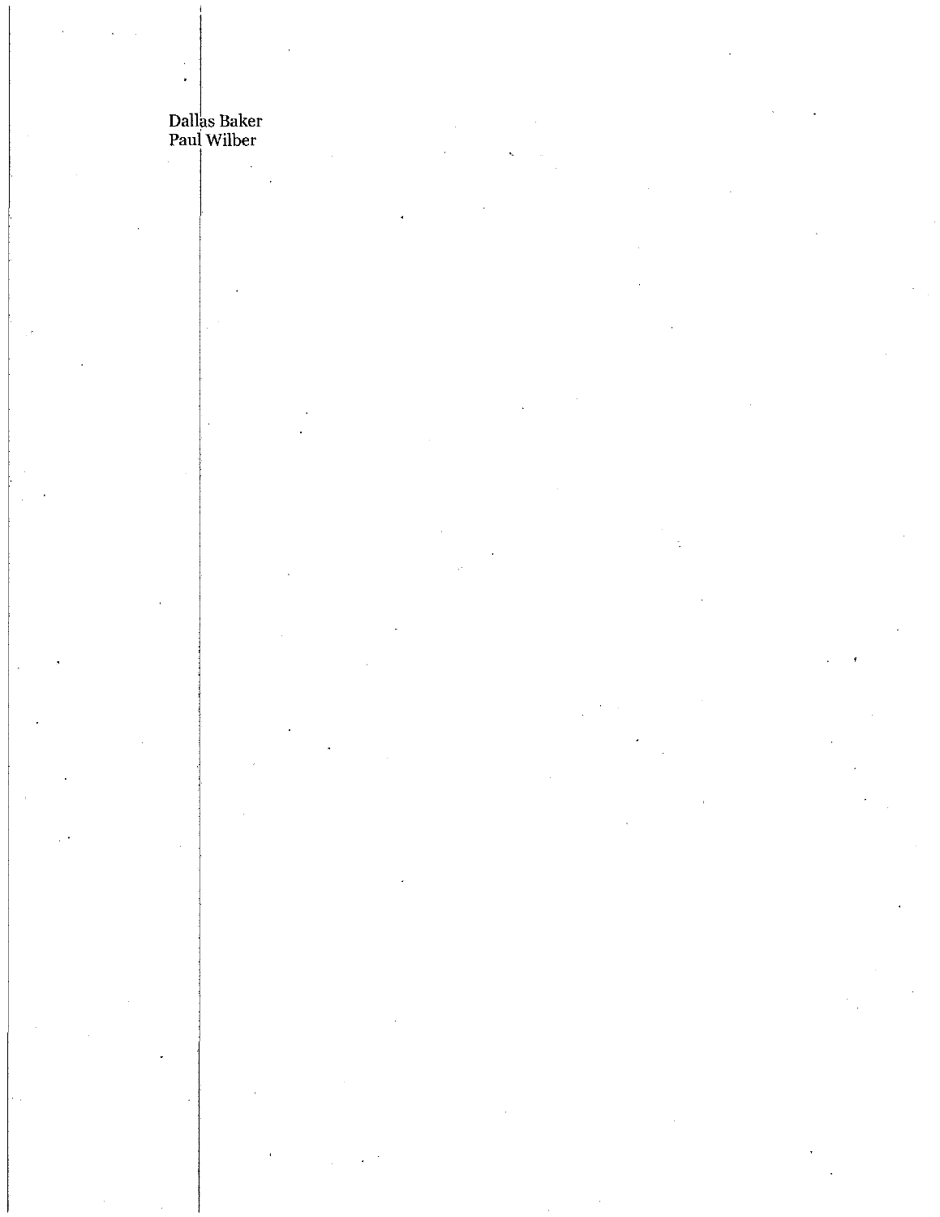Dallas Baker
Paul Wilber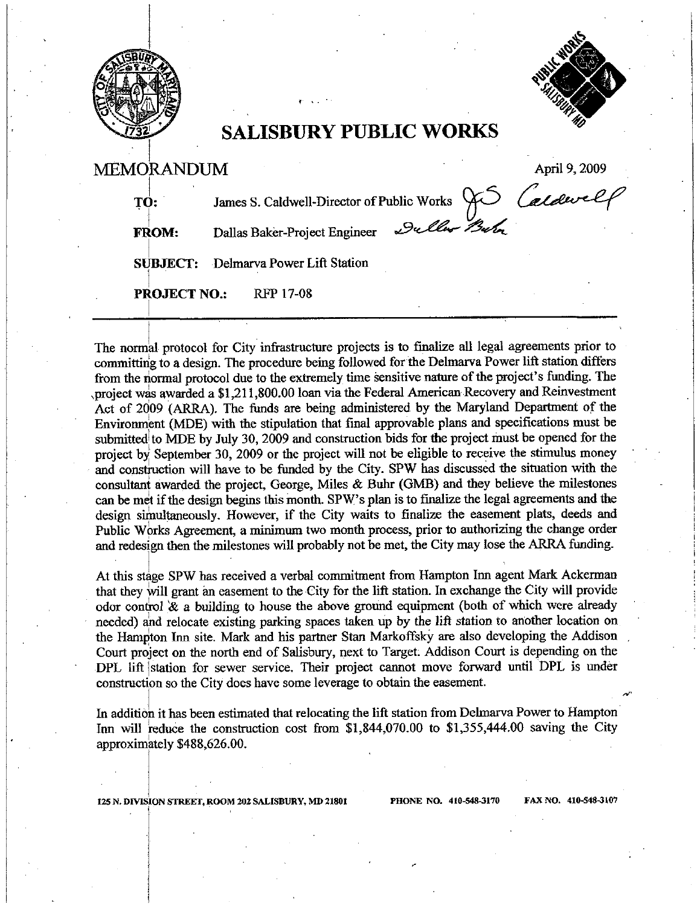# SALISBURY PUBLIC WORKS

MEMORANDUM

April 9, 2009

**TO:** James S. Caldwell-Director of Public Works

**FROM:** Dallas Baker-Project Engineer

**SUBJECT:** Delmarva Power Lift Station

**PROJECT NO.:** RFP 17-08

---

The normal protocol for City infrastructure projects is to finalize all legal agreements prior to committing to a design. The procedure being followed for the Delmarva Power lift station differs from the normal protocol due to the extremely time sensitive nature of the project's funding. The project was awarded a $1,211,800.00 loan via the Federal American Recovery and Reinvestment Act of 2009 (ARRA). The funds are being administered by the Maryland Department of the Environment (MDE) with the stipulation that final approvable plans and specifications must be submitted to MDE by July 30, 2009 and construction bids for the project must be opened for the project by September 30, 2009 or the project will not be eligible to receive the stimulus money and construction will have to be funded by the City. SPW has discussed the situation with the consultant awarded the project, George, Miles & Buhr (GMB) and they believe the milestones can be met if the design begins this month. SPW's plan is to finalize the legal agreements and the design simultaneously. However, if the City waits to finalize the easement plats, deeds and Public Works Agreement, a minimum two month process, prior to authorizing the change order and redesign then the milestones will probably not be met, the City may lose the ARRA funding.

At this stage SPW has received a verbal commitment from Hampton Inn agent Mark Ackerman that they will grant an easement to the City for the lift station. In exchange the City will provide odor control & a building to house the above ground equipment (both of which were already needed) and relocate existing parking spaces taken up by the lift station to another location on the Hampton Inn site. Mark and his partner Stan Markoffsky are also developing the Addison Court project on the north end of Salisbury, next to Target. Addison Court is depending on the DPL lift station for sewer service. Their project cannot move forward until DPL is under construction so the City does have some leverage to obtain the easement.

In addition it has been estimated that relocating the lift station from Delmarva Power to Hampton Inn will reduce the construction cost from $1,844,070.00 to $1,355,444.00 saving the City approximately $488,626.00.

125 N. DIVISION STREET, ROOM 202 SALISBURY, MD 21801 PHONE NO. 410-548-3170 FAX NO. 410-548-3107